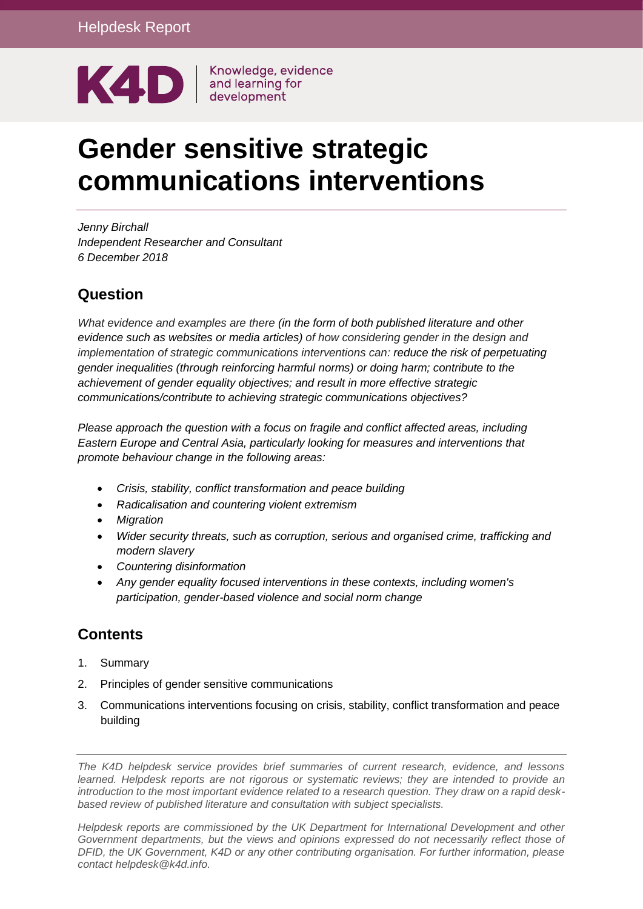Helpdesk Report

K4D | Knowledge, evidence and learning for development

# Gender sensitive strategic communications interventions

*Jenny Birchall*
*Independent Researcher and Consultant*
*6 December 2018*

## Question

*What evidence and examples are there (in the form of both published literature and other evidence such as websites or media articles) of how considering gender in the design and implementation of strategic communications interventions can: reduce the risk of perpetuating gender inequalities (through reinforcing harmful norms) or doing harm; contribute to the achievement of gender equality objectives; and result in more effective strategic communications/contribute to achieving strategic communications objectives?*

*Please approach the question with a focus on fragile and conflict affected areas, including Eastern Europe and Central Asia, particularly looking for measures and interventions that promote behaviour change in the following areas:*

- *Crisis, stability, conflict transformation and peace building*
- *Radicalisation and countering violent extremism*
- *Migration*
- *Wider security threats, such as corruption, serious and organised crime, trafficking and modern slavery*
- *Countering disinformation*
- *Any gender equality focused interventions in these contexts, including women's participation, gender-based violence and social norm change*

## Contents

1. Summary
2. Principles of gender sensitive communications
3. Communications interventions focusing on crisis, stability, conflict transformation and peace building

*The K4D helpdesk service provides brief summaries of current research, evidence, and lessons learned. Helpdesk reports are not rigorous or systematic reviews; they are intended to provide an introduction to the most important evidence related to a research question. They draw on a rapid desk-based review of published literature and consultation with subject specialists.*

*Helpdesk reports are commissioned by the UK Department for International Development and other Government departments, but the views and opinions expressed do not necessarily reflect those of DFID, the UK Government, K4D or any other contributing organisation. For further information, please contact helpdesk@k4d.info.*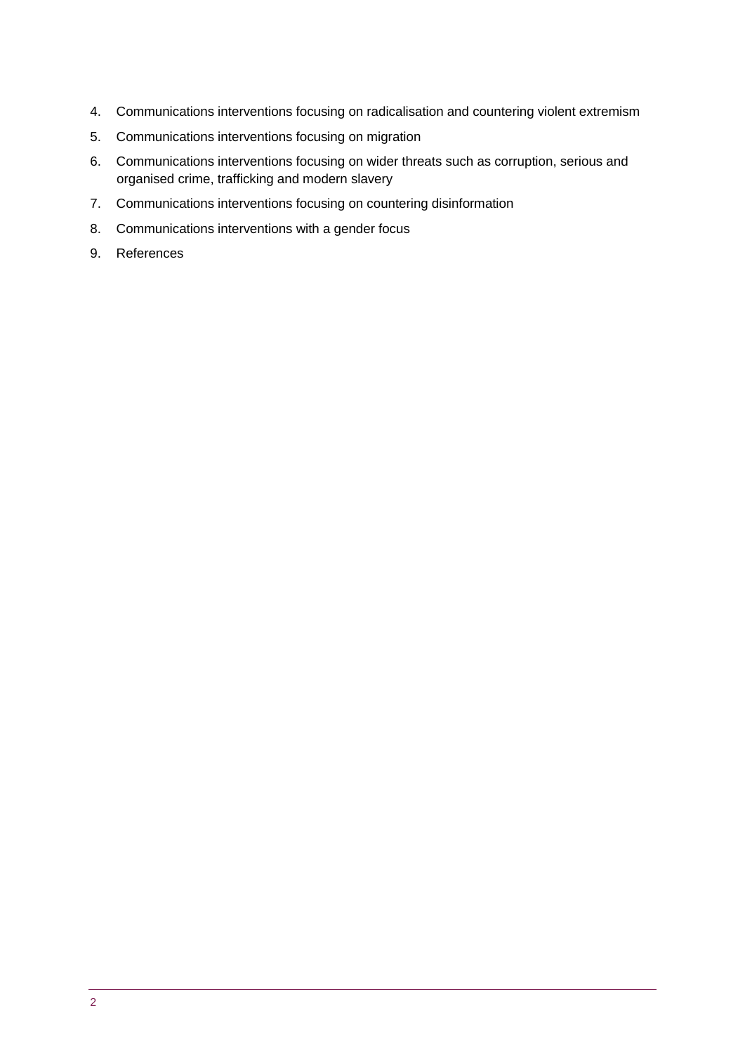4. Communications interventions focusing on radicalisation and countering violent extremism
5. Communications interventions focusing on migration
6. Communications interventions focusing on wider threats such as corruption, serious and organised crime, trafficking and modern slavery
7. Communications interventions focusing on countering disinformation
8. Communications interventions with a gender focus
9. References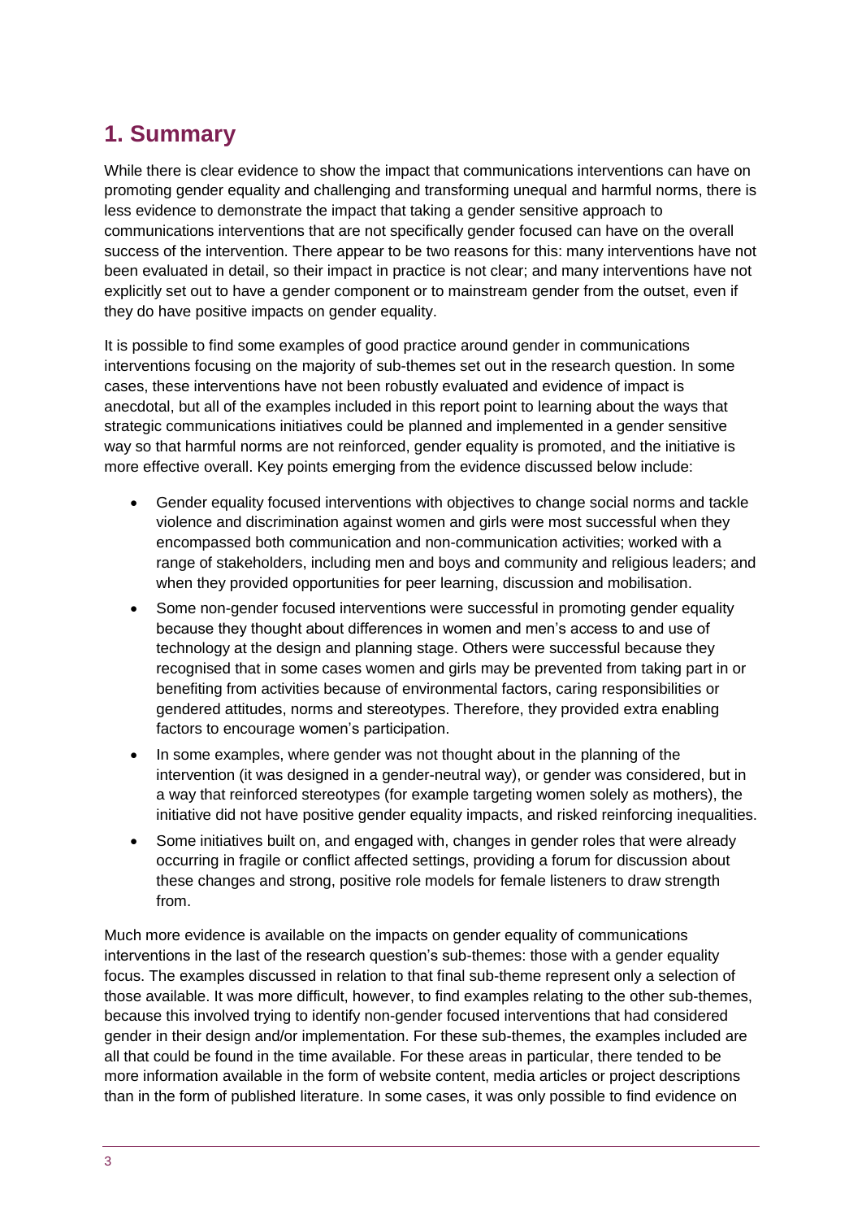# 1. Summary

While there is clear evidence to show the impact that communications interventions can have on promoting gender equality and challenging and transforming unequal and harmful norms, there is less evidence to demonstrate the impact that taking a gender sensitive approach to communications interventions that are not specifically gender focused can have on the overall success of the intervention. There appear to be two reasons for this: many interventions have not been evaluated in detail, so their impact in practice is not clear; and many interventions have not explicitly set out to have a gender component or to mainstream gender from the outset, even if they do have positive impacts on gender equality.

It is possible to find some examples of good practice around gender in communications interventions focusing on the majority of sub-themes set out in the research question. In some cases, these interventions have not been robustly evaluated and evidence of impact is anecdotal, but all of the examples included in this report point to learning about the ways that strategic communications initiatives could be planned and implemented in a gender sensitive way so that harmful norms are not reinforced, gender equality is promoted, and the initiative is more effective overall. Key points emerging from the evidence discussed below include:

- Gender equality focused interventions with objectives to change social norms and tackle violence and discrimination against women and girls were most successful when they encompassed both communication and non-communication activities; worked with a range of stakeholders, including men and boys and community and religious leaders; and when they provided opportunities for peer learning, discussion and mobilisation.
- Some non-gender focused interventions were successful in promoting gender equality because they thought about differences in women and men's access to and use of technology at the design and planning stage. Others were successful because they recognised that in some cases women and girls may be prevented from taking part in or benefiting from activities because of environmental factors, caring responsibilities or gendered attitudes, norms and stereotypes. Therefore, they provided extra enabling factors to encourage women's participation.
- In some examples, where gender was not thought about in the planning of the intervention (it was designed in a gender-neutral way), or gender was considered, but in a way that reinforced stereotypes (for example targeting women solely as mothers), the initiative did not have positive gender equality impacts, and risked reinforcing inequalities.
- Some initiatives built on, and engaged with, changes in gender roles that were already occurring in fragile or conflict affected settings, providing a forum for discussion about these changes and strong, positive role models for female listeners to draw strength from.

Much more evidence is available on the impacts on gender equality of communications interventions in the last of the research question's sub-themes: those with a gender equality focus. The examples discussed in relation to that final sub-theme represent only a selection of those available. It was more difficult, however, to find examples relating to the other sub-themes, because this involved trying to identify non-gender focused interventions that had considered gender in their design and/or implementation. For these sub-themes, the examples included are all that could be found in the time available. For these areas in particular, there tended to be more information available in the form of website content, media articles or project descriptions than in the form of published literature. In some cases, it was only possible to find evidence on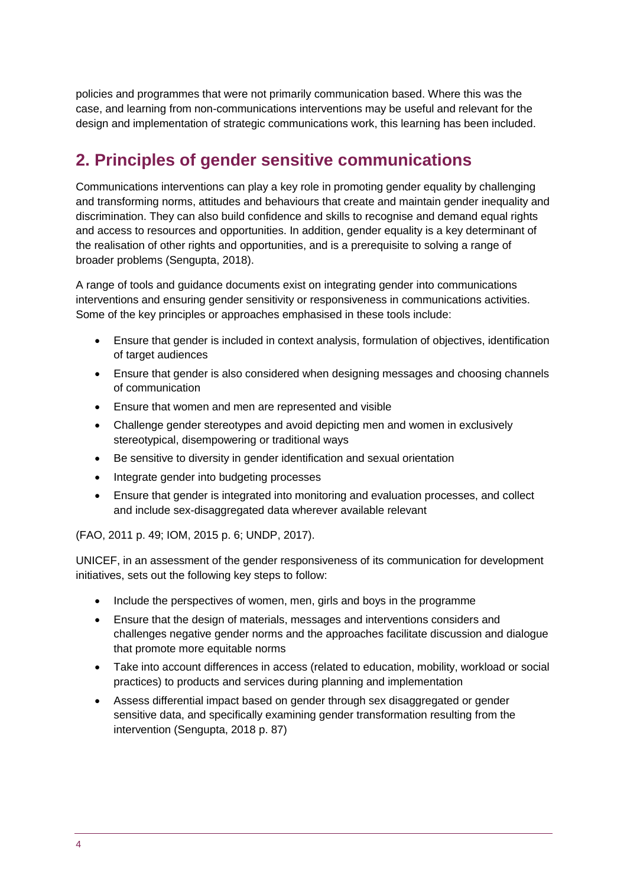policies and programmes that were not primarily communication based. Where this was the case, and learning from non-communications interventions may be useful and relevant for the design and implementation of strategic communications work, this learning has been included.

## 2. Principles of gender sensitive communications

Communications interventions can play a key role in promoting gender equality by challenging and transforming norms, attitudes and behaviours that create and maintain gender inequality and discrimination. They can also build confidence and skills to recognise and demand equal rights and access to resources and opportunities. In addition, gender equality is a key determinant of the realisation of other rights and opportunities, and is a prerequisite to solving a range of broader problems (Sengupta, 2018).

A range of tools and guidance documents exist on integrating gender into communications interventions and ensuring gender sensitivity or responsiveness in communications activities. Some of the key principles or approaches emphasised in these tools include:

- Ensure that gender is included in context analysis, formulation of objectives, identification of target audiences
- Ensure that gender is also considered when designing messages and choosing channels of communication
- Ensure that women and men are represented and visible
- Challenge gender stereotypes and avoid depicting men and women in exclusively stereotypical, disempowering or traditional ways
- Be sensitive to diversity in gender identification and sexual orientation
- Integrate gender into budgeting processes
- Ensure that gender is integrated into monitoring and evaluation processes, and collect and include sex-disaggregated data wherever available relevant

(FAO, 2011 p. 49; IOM, 2015 p. 6; UNDP, 2017).

UNICEF, in an assessment of the gender responsiveness of its communication for development initiatives, sets out the following key steps to follow:

- Include the perspectives of women, men, girls and boys in the programme
- Ensure that the design of materials, messages and interventions considers and challenges negative gender norms and the approaches facilitate discussion and dialogue that promote more equitable norms
- Take into account differences in access (related to education, mobility, workload or social practices) to products and services during planning and implementation
- Assess differential impact based on gender through sex disaggregated or gender sensitive data, and specifically examining gender transformation resulting from the intervention (Sengupta, 2018 p. 87)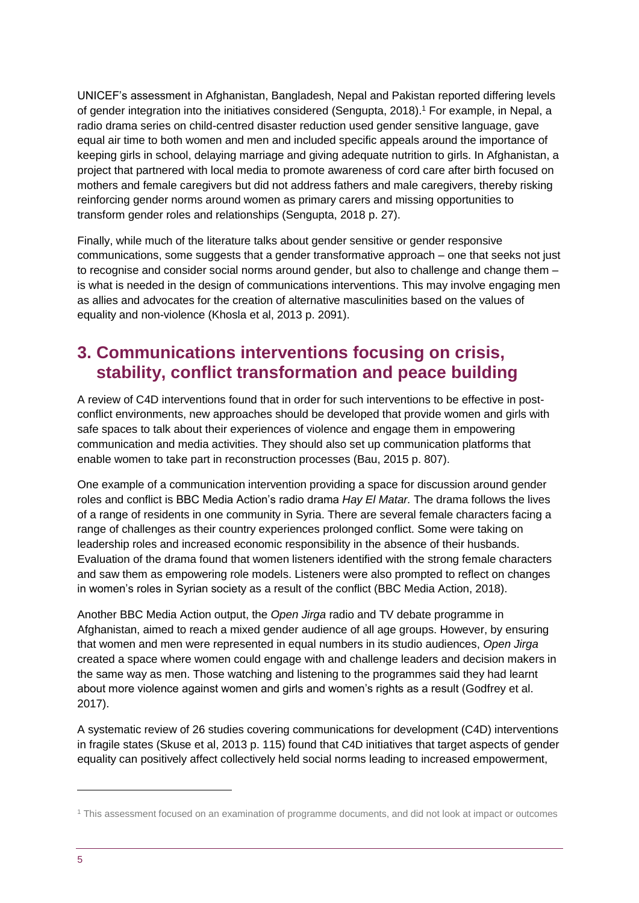UNICEF's assessment in Afghanistan, Bangladesh, Nepal and Pakistan reported differing levels of gender integration into the initiatives considered (Sengupta, 2018).[1] For example, in Nepal, a radio drama series on child-centred disaster reduction used gender sensitive language, gave equal air time to both women and men and included specific appeals around the importance of keeping girls in school, delaying marriage and giving adequate nutrition to girls. In Afghanistan, a project that partnered with local media to promote awareness of cord care after birth focused on mothers and female caregivers but did not address fathers and male caregivers, thereby risking reinforcing gender norms around women as primary carers and missing opportunities to transform gender roles and relationships (Sengupta, 2018 p. 27).

Finally, while much of the literature talks about gender sensitive or gender responsive communications, some suggests that a gender transformative approach – one that seeks not just to recognise and consider social norms around gender, but also to challenge and change them – is what is needed in the design of communications interventions. This may involve engaging men as allies and advocates for the creation of alternative masculinities based on the values of equality and non-violence (Khosla et al, 2013 p. 2091).

## 3. Communications interventions focusing on crisis, stability, conflict transformation and peace building

A review of C4D interventions found that in order for such interventions to be effective in post-conflict environments, new approaches should be developed that provide women and girls with safe spaces to talk about their experiences of violence and engage them in empowering communication and media activities. They should also set up communication platforms that enable women to take part in reconstruction processes (Bau, 2015 p. 807).

One example of a communication intervention providing a space for discussion around gender roles and conflict is BBC Media Action's radio drama *Hay El Matar.* The drama follows the lives of a range of residents in one community in Syria. There are several female characters facing a range of challenges as their country experiences prolonged conflict. Some were taking on leadership roles and increased economic responsibility in the absence of their husbands. Evaluation of the drama found that women listeners identified with the strong female characters and saw them as empowering role models. Listeners were also prompted to reflect on changes in women's roles in Syrian society as a result of the conflict (BBC Media Action, 2018).

Another BBC Media Action output, the *Open Jirga* radio and TV debate programme in Afghanistan, aimed to reach a mixed gender audience of all age groups. However, by ensuring that women and men were represented in equal numbers in its studio audiences, *Open Jirga* created a space where women could engage with and challenge leaders and decision makers in the same way as men. Those watching and listening to the programmes said they had learnt about more violence against women and girls and women's rights as a result (Godfrey et al. 2017).

A systematic review of 26 studies covering communications for development (C4D) interventions in fragile states (Skuse et al, 2013 p. 115) found that C4D initiatives that target aspects of gender equality can positively affect collectively held social norms leading to increased empowerment,

---

[1] This assessment focused on an examination of programme documents, and did not look at impact or outcomes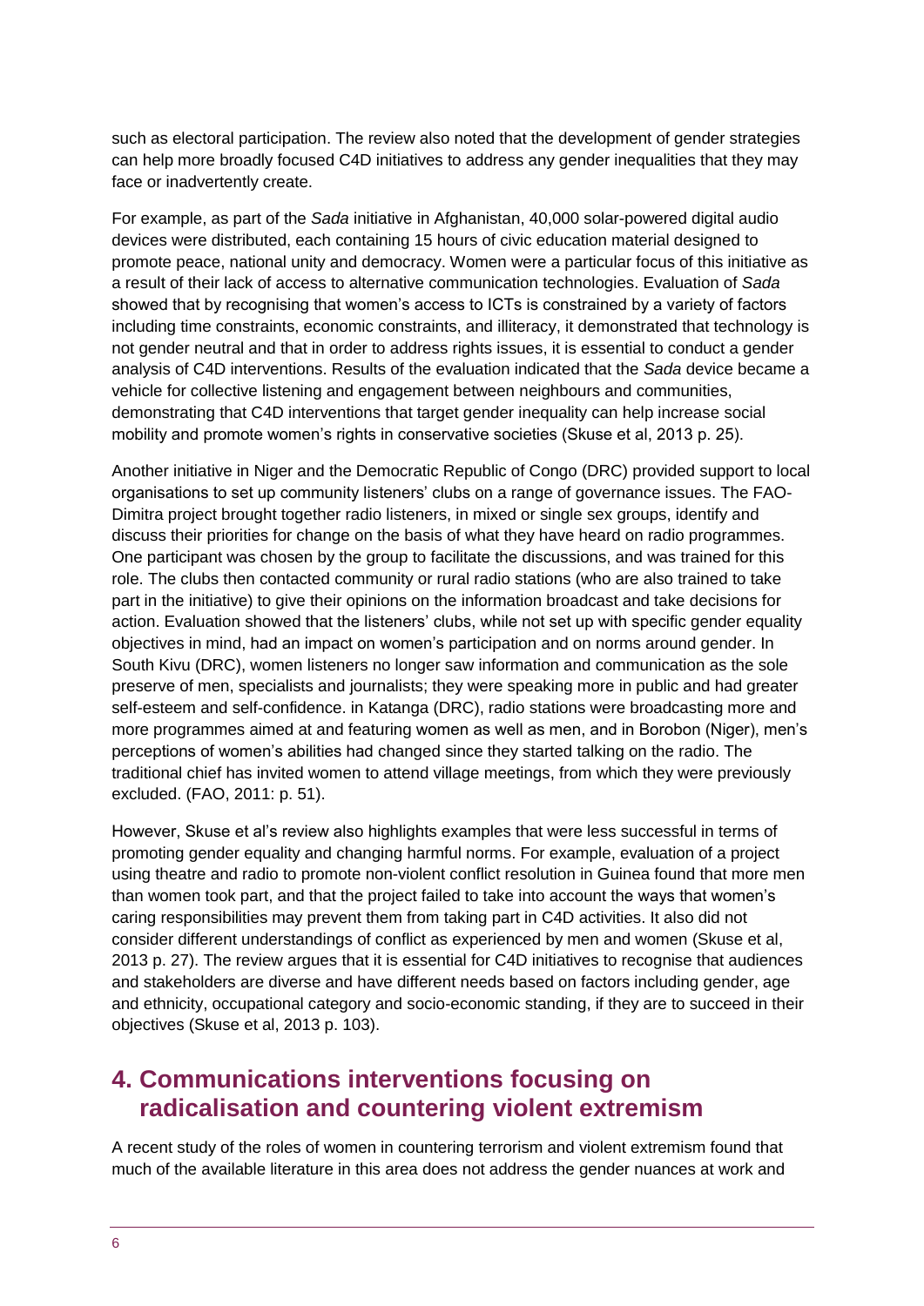such as electoral participation. The review also noted that the development of gender strategies can help more broadly focused C4D initiatives to address any gender inequalities that they may face or inadvertently create.

For example, as part of the *Sada* initiative in Afghanistan, 40,000 solar-powered digital audio devices were distributed, each containing 15 hours of civic education material designed to promote peace, national unity and democracy. Women were a particular focus of this initiative as a result of their lack of access to alternative communication technologies. Evaluation of *Sada* showed that by recognising that women's access to ICTs is constrained by a variety of factors including time constraints, economic constraints, and illiteracy, it demonstrated that technology is not gender neutral and that in order to address rights issues, it is essential to conduct a gender analysis of C4D interventions. Results of the evaluation indicated that the *Sada* device became a vehicle for collective listening and engagement between neighbours and communities, demonstrating that C4D interventions that target gender inequality can help increase social mobility and promote women's rights in conservative societies (Skuse et al, 2013 p. 25).

Another initiative in Niger and the Democratic Republic of Congo (DRC) provided support to local organisations to set up community listeners' clubs on a range of governance issues. The FAO-Dimitra project brought together radio listeners, in mixed or single sex groups, identify and discuss their priorities for change on the basis of what they have heard on radio programmes. One participant was chosen by the group to facilitate the discussions, and was trained for this role. The clubs then contacted community or rural radio stations (who are also trained to take part in the initiative) to give their opinions on the information broadcast and take decisions for action. Evaluation showed that the listeners' clubs, while not set up with specific gender equality objectives in mind, had an impact on women's participation and on norms around gender. In South Kivu (DRC), women listeners no longer saw information and communication as the sole preserve of men, specialists and journalists; they were speaking more in public and had greater self-esteem and self-confidence. in Katanga (DRC), radio stations were broadcasting more and more programmes aimed at and featuring women as well as men, and in Borobon (Niger), men's perceptions of women's abilities had changed since they started talking on the radio. The traditional chief has invited women to attend village meetings, from which they were previously excluded. (FAO, 2011: p. 51).

However, Skuse et al's review also highlights examples that were less successful in terms of promoting gender equality and changing harmful norms. For example, evaluation of a project using theatre and radio to promote non-violent conflict resolution in Guinea found that more men than women took part, and that the project failed to take into account the ways that women's caring responsibilities may prevent them from taking part in C4D activities. It also did not consider different understandings of conflict as experienced by men and women (Skuse et al, 2013 p. 27). The review argues that it is essential for C4D initiatives to recognise that audiences and stakeholders are diverse and have different needs based on factors including gender, age and ethnicity, occupational category and socio-economic standing, if they are to succeed in their objectives (Skuse et al, 2013 p. 103).

## 4. Communications interventions focusing on radicalisation and countering violent extremism

A recent study of the roles of women in countering terrorism and violent extremism found that much of the available literature in this area does not address the gender nuances at work and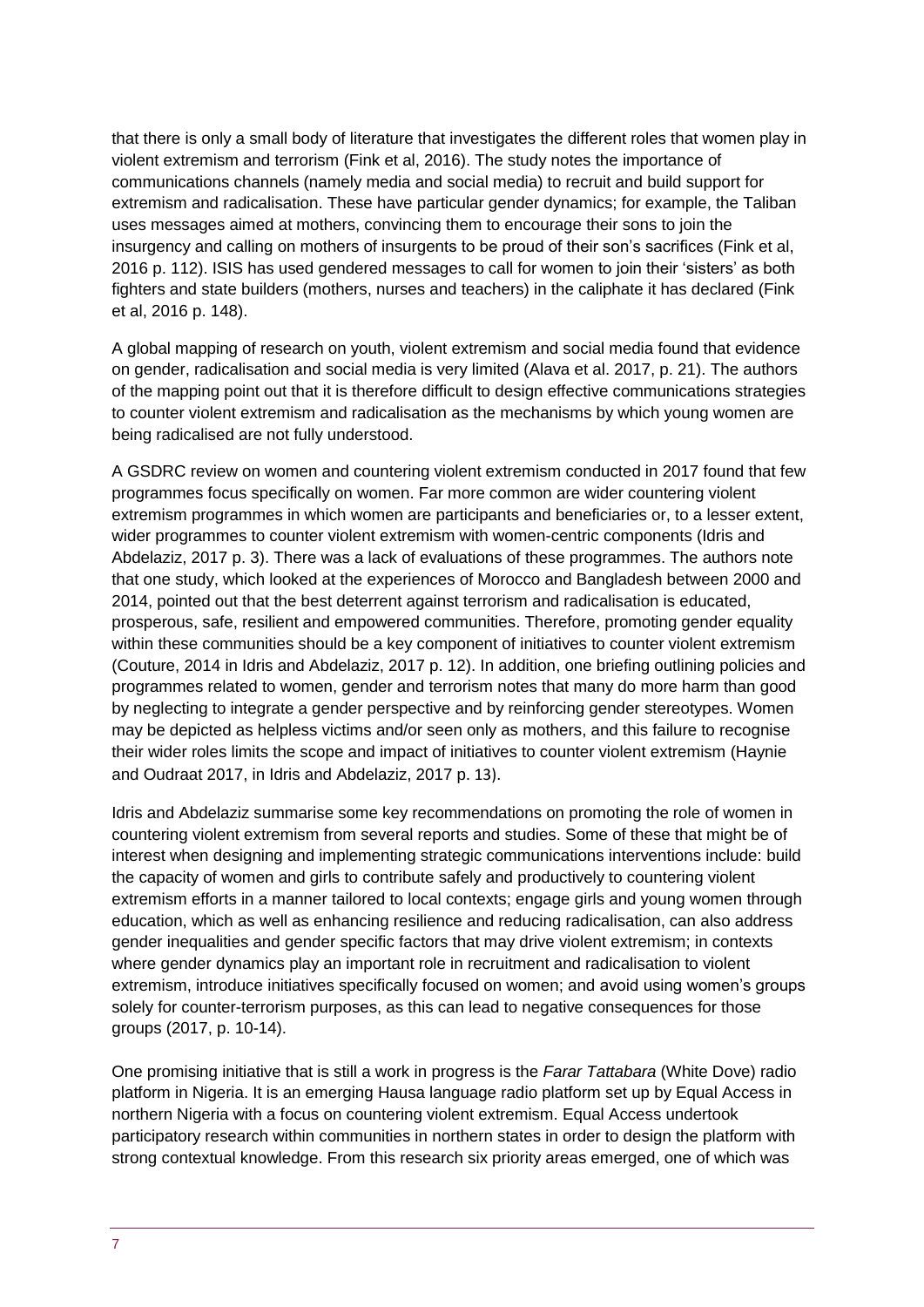that there is only a small body of literature that investigates the different roles that women play in violent extremism and terrorism (Fink et al, 2016). The study notes the importance of communications channels (namely media and social media) to recruit and build support for extremism and radicalisation. These have particular gender dynamics; for example, the Taliban uses messages aimed at mothers, convincing them to encourage their sons to join the insurgency and calling on mothers of insurgents to be proud of their son's sacrifices (Fink et al, 2016 p. 112). ISIS has used gendered messages to call for women to join their 'sisters' as both fighters and state builders (mothers, nurses and teachers) in the caliphate it has declared (Fink et al, 2016 p. 148).

A global mapping of research on youth, violent extremism and social media found that evidence on gender, radicalisation and social media is very limited (Alava et al. 2017, p. 21). The authors of the mapping point out that it is therefore difficult to design effective communications strategies to counter violent extremism and radicalisation as the mechanisms by which young women are being radicalised are not fully understood.

A GSDRC review on women and countering violent extremism conducted in 2017 found that few programmes focus specifically on women. Far more common are wider countering violent extremism programmes in which women are participants and beneficiaries or, to a lesser extent, wider programmes to counter violent extremism with women-centric components (Idris and Abdelaziz, 2017 p. 3). There was a lack of evaluations of these programmes. The authors note that one study, which looked at the experiences of Morocco and Bangladesh between 2000 and 2014, pointed out that the best deterrent against terrorism and radicalisation is educated, prosperous, safe, resilient and empowered communities. Therefore, promoting gender equality within these communities should be a key component of initiatives to counter violent extremism (Couture, 2014 in Idris and Abdelaziz, 2017 p. 12). In addition, one briefing outlining policies and programmes related to women, gender and terrorism notes that many do more harm than good by neglecting to integrate a gender perspective and by reinforcing gender stereotypes. Women may be depicted as helpless victims and/or seen only as mothers, and this failure to recognise their wider roles limits the scope and impact of initiatives to counter violent extremism (Haynie and Oudraat 2017, in Idris and Abdelaziz, 2017 p. 13).

Idris and Abdelaziz summarise some key recommendations on promoting the role of women in countering violent extremism from several reports and studies. Some of these that might be of interest when designing and implementing strategic communications interventions include: build the capacity of women and girls to contribute safely and productively to countering violent extremism efforts in a manner tailored to local contexts; engage girls and young women through education, which as well as enhancing resilience and reducing radicalisation, can also address gender inequalities and gender specific factors that may drive violent extremism; in contexts where gender dynamics play an important role in recruitment and radicalisation to violent extremism, introduce initiatives specifically focused on women; and avoid using women's groups solely for counter-terrorism purposes, as this can lead to negative consequences for those groups (2017, p. 10-14).

One promising initiative that is still a work in progress is the *Farar Tattabara* (White Dove) radio platform in Nigeria. It is an emerging Hausa language radio platform set up by Equal Access in northern Nigeria with a focus on countering violent extremism. Equal Access undertook participatory research within communities in northern states in order to design the platform with strong contextual knowledge. From this research six priority areas emerged, one of which was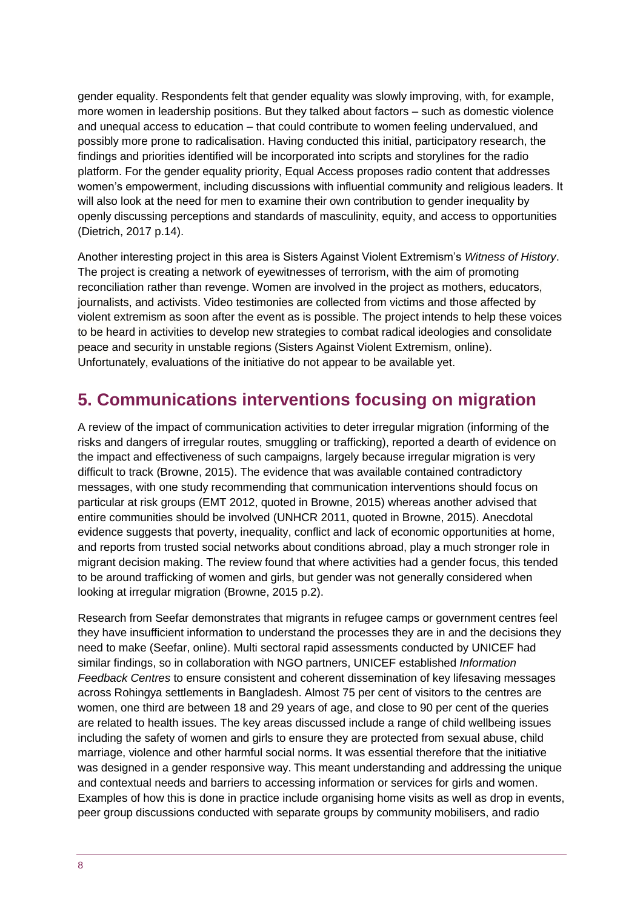gender equality. Respondents felt that gender equality was slowly improving, with, for example, more women in leadership positions. But they talked about factors – such as domestic violence and unequal access to education – that could contribute to women feeling undervalued, and possibly more prone to radicalisation. Having conducted this initial, participatory research, the findings and priorities identified will be incorporated into scripts and storylines for the radio platform. For the gender equality priority, Equal Access proposes radio content that addresses women's empowerment, including discussions with influential community and religious leaders. It will also look at the need for men to examine their own contribution to gender inequality by openly discussing perceptions and standards of masculinity, equity, and access to opportunities (Dietrich, 2017 p.14).

Another interesting project in this area is Sisters Against Violent Extremism's *Witness of History*. The project is creating a network of eyewitnesses of terrorism, with the aim of promoting reconciliation rather than revenge. Women are involved in the project as mothers, educators, journalists, and activists. Video testimonies are collected from victims and those affected by violent extremism as soon after the event as is possible. The project intends to help these voices to be heard in activities to develop new strategies to combat radical ideologies and consolidate peace and security in unstable regions (Sisters Against Violent Extremism, online). Unfortunately, evaluations of the initiative do not appear to be available yet.

## 5. Communications interventions focusing on migration

A review of the impact of communication activities to deter irregular migration (informing of the risks and dangers of irregular routes, smuggling or trafficking), reported a dearth of evidence on the impact and effectiveness of such campaigns, largely because irregular migration is very difficult to track (Browne, 2015). The evidence that was available contained contradictory messages, with one study recommending that communication interventions should focus on particular at risk groups (EMT 2012, quoted in Browne, 2015) whereas another advised that entire communities should be involved (UNHCR 2011, quoted in Browne, 2015). Anecdotal evidence suggests that poverty, inequality, conflict and lack of economic opportunities at home, and reports from trusted social networks about conditions abroad, play a much stronger role in migrant decision making. The review found that where activities had a gender focus, this tended to be around trafficking of women and girls, but gender was not generally considered when looking at irregular migration (Browne, 2015 p.2).

Research from Seefar demonstrates that migrants in refugee camps or government centres feel they have insufficient information to understand the processes they are in and the decisions they need to make (Seefar, online). Multi sectoral rapid assessments conducted by UNICEF had similar findings, so in collaboration with NGO partners, UNICEF established *Information Feedback Centres* to ensure consistent and coherent dissemination of key lifesaving messages across Rohingya settlements in Bangladesh. Almost 75 per cent of visitors to the centres are women, one third are between 18 and 29 years of age, and close to 90 per cent of the queries are related to health issues. The key areas discussed include a range of child wellbeing issues including the safety of women and girls to ensure they are protected from sexual abuse, child marriage, violence and other harmful social norms. It was essential therefore that the initiative was designed in a gender responsive way. This meant understanding and addressing the unique and contextual needs and barriers to accessing information or services for girls and women. Examples of how this is done in practice include organising home visits as well as drop in events, peer group discussions conducted with separate groups by community mobilisers, and radio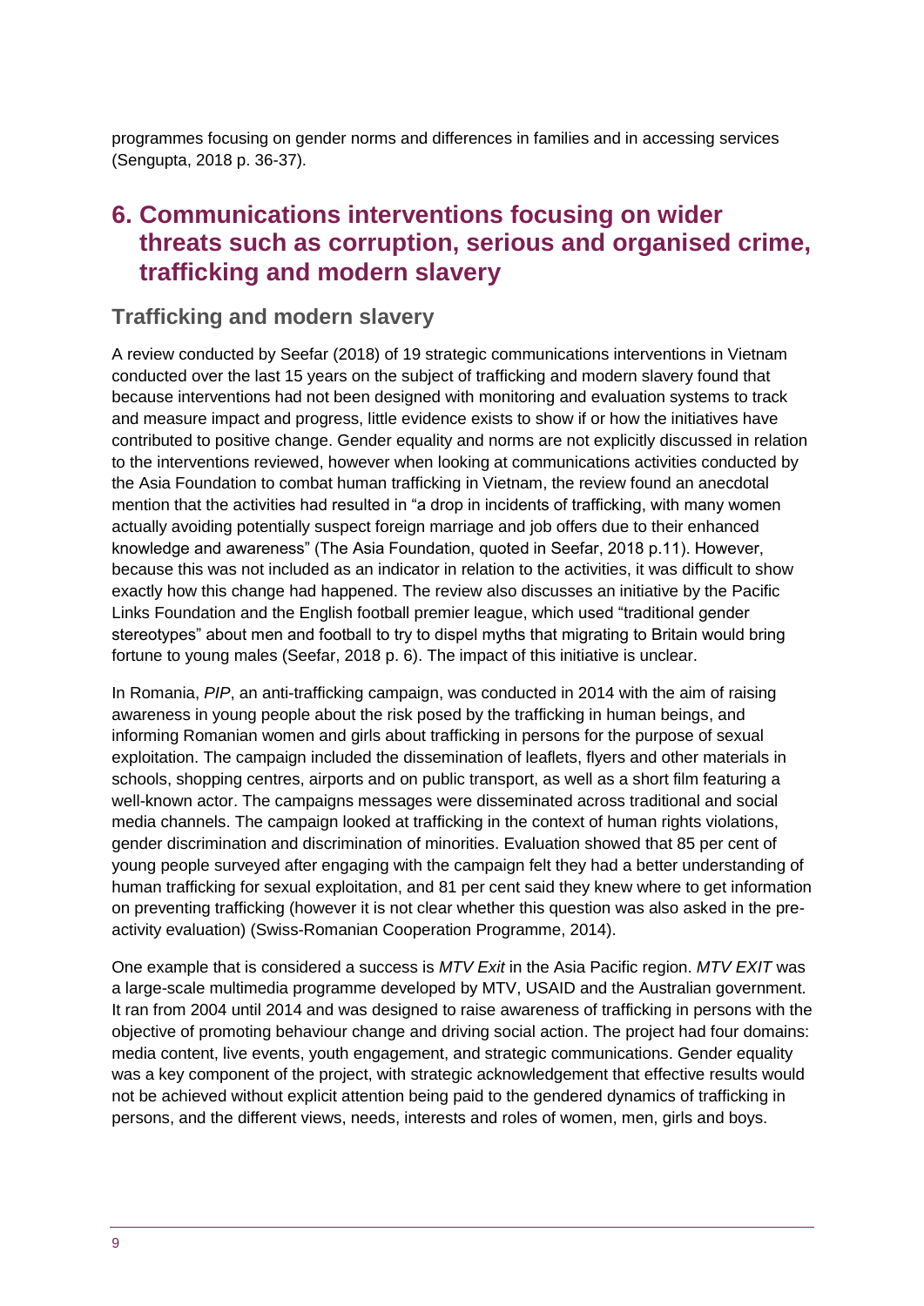programmes focusing on gender norms and differences in families and in accessing services (Sengupta, 2018 p. 36-37).

# 6. Communications interventions focusing on wider threats such as corruption, serious and organised crime, trafficking and modern slavery

## Trafficking and modern slavery

A review conducted by Seefar (2018) of 19 strategic communications interventions in Vietnam conducted over the last 15 years on the subject of trafficking and modern slavery found that because interventions had not been designed with monitoring and evaluation systems to track and measure impact and progress, little evidence exists to show if or how the initiatives have contributed to positive change. Gender equality and norms are not explicitly discussed in relation to the interventions reviewed, however when looking at communications activities conducted by the Asia Foundation to combat human trafficking in Vietnam, the review found an anecdotal mention that the activities had resulted in "a drop in incidents of trafficking, with many women actually avoiding potentially suspect foreign marriage and job offers due to their enhanced knowledge and awareness" (The Asia Foundation, quoted in Seefar, 2018 p.11). However, because this was not included as an indicator in relation to the activities, it was difficult to show exactly how this change had happened. The review also discusses an initiative by the Pacific Links Foundation and the English football premier league, which used "traditional gender stereotypes" about men and football to try to dispel myths that migrating to Britain would bring fortune to young males (Seefar, 2018 p. 6). The impact of this initiative is unclear.

In Romania, *PIP*, an anti-trafficking campaign, was conducted in 2014 with the aim of raising awareness in young people about the risk posed by the trafficking in human beings, and informing Romanian women and girls about trafficking in persons for the purpose of sexual exploitation. The campaign included the dissemination of leaflets, flyers and other materials in schools, shopping centres, airports and on public transport, as well as a short film featuring a well-known actor. The campaigns messages were disseminated across traditional and social media channels. The campaign looked at trafficking in the context of human rights violations, gender discrimination and discrimination of minorities. Evaluation showed that 85 per cent of young people surveyed after engaging with the campaign felt they had a better understanding of human trafficking for sexual exploitation, and 81 per cent said they knew where to get information on preventing trafficking (however it is not clear whether this question was also asked in the pre-activity evaluation) (Swiss-Romanian Cooperation Programme, 2014).

One example that is considered a success is *MTV Exit* in the Asia Pacific region. *MTV EXIT* was a large-scale multimedia programme developed by MTV, USAID and the Australian government. It ran from 2004 until 2014 and was designed to raise awareness of trafficking in persons with the objective of promoting behaviour change and driving social action. The project had four domains: media content, live events, youth engagement, and strategic communications. Gender equality was a key component of the project, with strategic acknowledgement that effective results would not be achieved without explicit attention being paid to the gendered dynamics of trafficking in persons, and the different views, needs, interests and roles of women, men, girls and boys.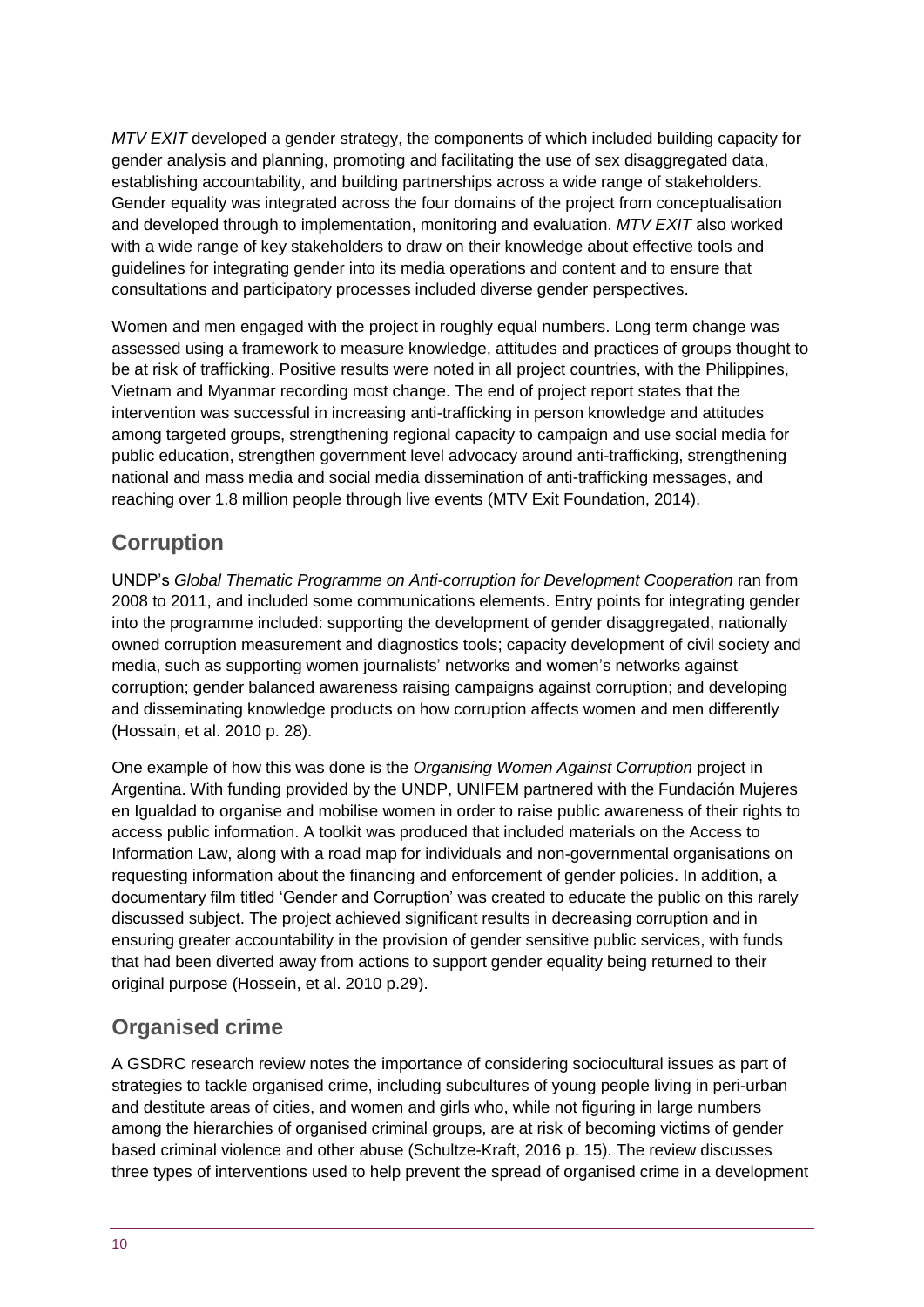*MTV EXIT* developed a gender strategy, the components of which included building capacity for gender analysis and planning, promoting and facilitating the use of sex disaggregated data, establishing accountability, and building partnerships across a wide range of stakeholders. Gender equality was integrated across the four domains of the project from conceptualisation and developed through to implementation, monitoring and evaluation. *MTV EXIT* also worked with a wide range of key stakeholders to draw on their knowledge about effective tools and guidelines for integrating gender into its media operations and content and to ensure that consultations and participatory processes included diverse gender perspectives.

Women and men engaged with the project in roughly equal numbers. Long term change was assessed using a framework to measure knowledge, attitudes and practices of groups thought to be at risk of trafficking. Positive results were noted in all project countries, with the Philippines, Vietnam and Myanmar recording most change. The end of project report states that the intervention was successful in increasing anti-trafficking in person knowledge and attitudes among targeted groups, strengthening regional capacity to campaign and use social media for public education, strengthen government level advocacy around anti-trafficking, strengthening national and mass media and social media dissemination of anti-trafficking messages, and reaching over 1.8 million people through live events (MTV Exit Foundation, 2014).

## Corruption

UNDP's *Global Thematic Programme on Anti-corruption for Development Cooperation* ran from 2008 to 2011, and included some communications elements. Entry points for integrating gender into the programme included: supporting the development of gender disaggregated, nationally owned corruption measurement and diagnostics tools; capacity development of civil society and media, such as supporting women journalists' networks and women's networks against corruption; gender balanced awareness raising campaigns against corruption; and developing and disseminating knowledge products on how corruption affects women and men differently (Hossain, et al. 2010 p. 28).

One example of how this was done is the *Organising Women Against Corruption* project in Argentina. With funding provided by the UNDP, UNIFEM partnered with the Fundación Mujeres en Igualdad to organise and mobilise women in order to raise public awareness of their rights to access public information. A toolkit was produced that included materials on the Access to Information Law, along with a road map for individuals and non-governmental organisations on requesting information about the financing and enforcement of gender policies. In addition, a documentary film titled 'Gender and Corruption' was created to educate the public on this rarely discussed subject. The project achieved significant results in decreasing corruption and in ensuring greater accountability in the provision of gender sensitive public services, with funds that had been diverted away from actions to support gender equality being returned to their original purpose (Hossein, et al. 2010 p.29).

## Organised crime

A GSDRC research review notes the importance of considering sociocultural issues as part of strategies to tackle organised crime, including subcultures of young people living in peri-urban and destitute areas of cities, and women and girls who, while not figuring in large numbers among the hierarchies of organised criminal groups, are at risk of becoming victims of gender based criminal violence and other abuse (Schultze-Kraft, 2016 p. 15). The review discusses three types of interventions used to help prevent the spread of organised crime in a development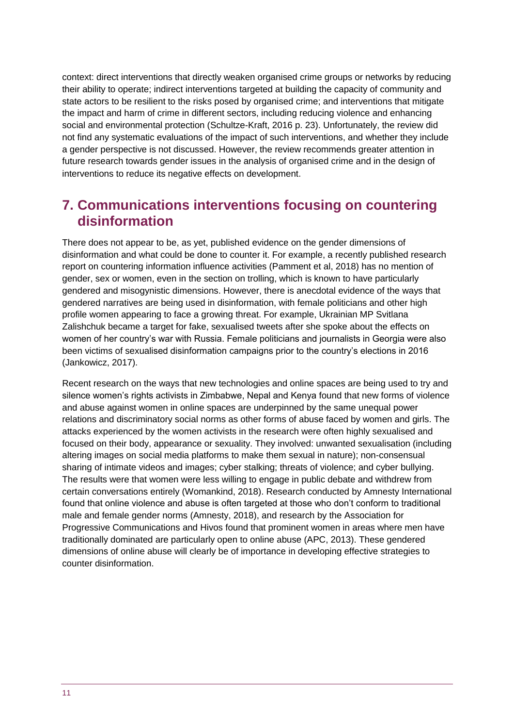context: direct interventions that directly weaken organised crime groups or networks by reducing their ability to operate; indirect interventions targeted at building the capacity of community and state actors to be resilient to the risks posed by organised crime; and interventions that mitigate the impact and harm of crime in different sectors, including reducing violence and enhancing social and environmental protection (Schultze-Kraft, 2016 p. 23). Unfortunately, the review did not find any systematic evaluations of the impact of such interventions, and whether they include a gender perspective is not discussed. However, the review recommends greater attention in future research towards gender issues in the analysis of organised crime and in the design of interventions to reduce its negative effects on development.

## 7. Communications interventions focusing on countering disinformation

There does not appear to be, as yet, published evidence on the gender dimensions of disinformation and what could be done to counter it. For example, a recently published research report on countering information influence activities (Pamment et al, 2018) has no mention of gender, sex or women, even in the section on trolling, which is known to have particularly gendered and misogynistic dimensions. However, there is anecdotal evidence of the ways that gendered narratives are being used in disinformation, with female politicians and other high profile women appearing to face a growing threat. For example, Ukrainian MP Svitlana Zalishchuk became a target for fake, sexualised tweets after she spoke about the effects on women of her country's war with Russia. Female politicians and journalists in Georgia were also been victims of sexualised disinformation campaigns prior to the country's elections in 2016 (Jankowicz, 2017).

Recent research on the ways that new technologies and online spaces are being used to try and silence women's rights activists in Zimbabwe, Nepal and Kenya found that new forms of violence and abuse against women in online spaces are underpinned by the same unequal power relations and discriminatory social norms as other forms of abuse faced by women and girls. The attacks experienced by the women activists in the research were often highly sexualised and focused on their body, appearance or sexuality. They involved: unwanted sexualisation (including altering images on social media platforms to make them sexual in nature); non-consensual sharing of intimate videos and images; cyber stalking; threats of violence; and cyber bullying. The results were that women were less willing to engage in public debate and withdrew from certain conversations entirely (Womankind, 2018). Research conducted by Amnesty International found that online violence and abuse is often targeted at those who don't conform to traditional male and female gender norms (Amnesty, 2018), and research by the Association for Progressive Communications and Hivos found that prominent women in areas where men have traditionally dominated are particularly open to online abuse (APC, 2013). These gendered dimensions of online abuse will clearly be of importance in developing effective strategies to counter disinformation.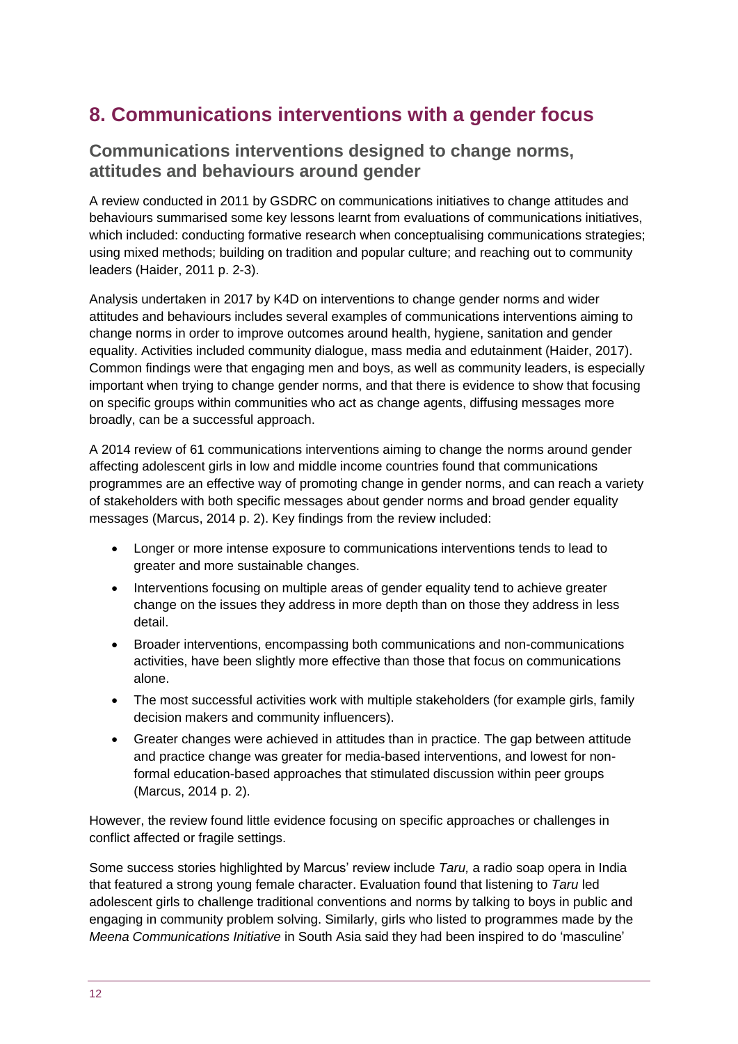## 8. Communications interventions with a gender focus

### Communications interventions designed to change norms, attitudes and behaviours around gender

A review conducted in 2011 by GSDRC on communications initiatives to change attitudes and behaviours summarised some key lessons learnt from evaluations of communications initiatives, which included: conducting formative research when conceptualising communications strategies; using mixed methods; building on tradition and popular culture; and reaching out to community leaders (Haider, 2011 p. 2-3).

Analysis undertaken in 2017 by K4D on interventions to change gender norms and wider attitudes and behaviours includes several examples of communications interventions aiming to change norms in order to improve outcomes around health, hygiene, sanitation and gender equality. Activities included community dialogue, mass media and edutainment (Haider, 2017). Common findings were that engaging men and boys, as well as community leaders, is especially important when trying to change gender norms, and that there is evidence to show that focusing on specific groups within communities who act as change agents, diffusing messages more broadly, can be a successful approach.

A 2014 review of 61 communications interventions aiming to change the norms around gender affecting adolescent girls in low and middle income countries found that communications programmes are an effective way of promoting change in gender norms, and can reach a variety of stakeholders with both specific messages about gender norms and broad gender equality messages (Marcus, 2014 p. 2). Key findings from the review included:

- Longer or more intense exposure to communications interventions tends to lead to greater and more sustainable changes.
- Interventions focusing on multiple areas of gender equality tend to achieve greater change on the issues they address in more depth than on those they address in less detail.
- Broader interventions, encompassing both communications and non-communications activities, have been slightly more effective than those that focus on communications alone.
- The most successful activities work with multiple stakeholders (for example girls, family decision makers and community influencers).
- Greater changes were achieved in attitudes than in practice. The gap between attitude and practice change was greater for media-based interventions, and lowest for non-formal education-based approaches that stimulated discussion within peer groups (Marcus, 2014 p. 2).

However, the review found little evidence focusing on specific approaches or challenges in conflict affected or fragile settings.

Some success stories highlighted by Marcus' review include *Taru,* a radio soap opera in India that featured a strong young female character. Evaluation found that listening to *Taru* led adolescent girls to challenge traditional conventions and norms by talking to boys in public and engaging in community problem solving. Similarly, girls who listed to programmes made by the *Meena Communications Initiative* in South Asia said they had been inspired to do 'masculine'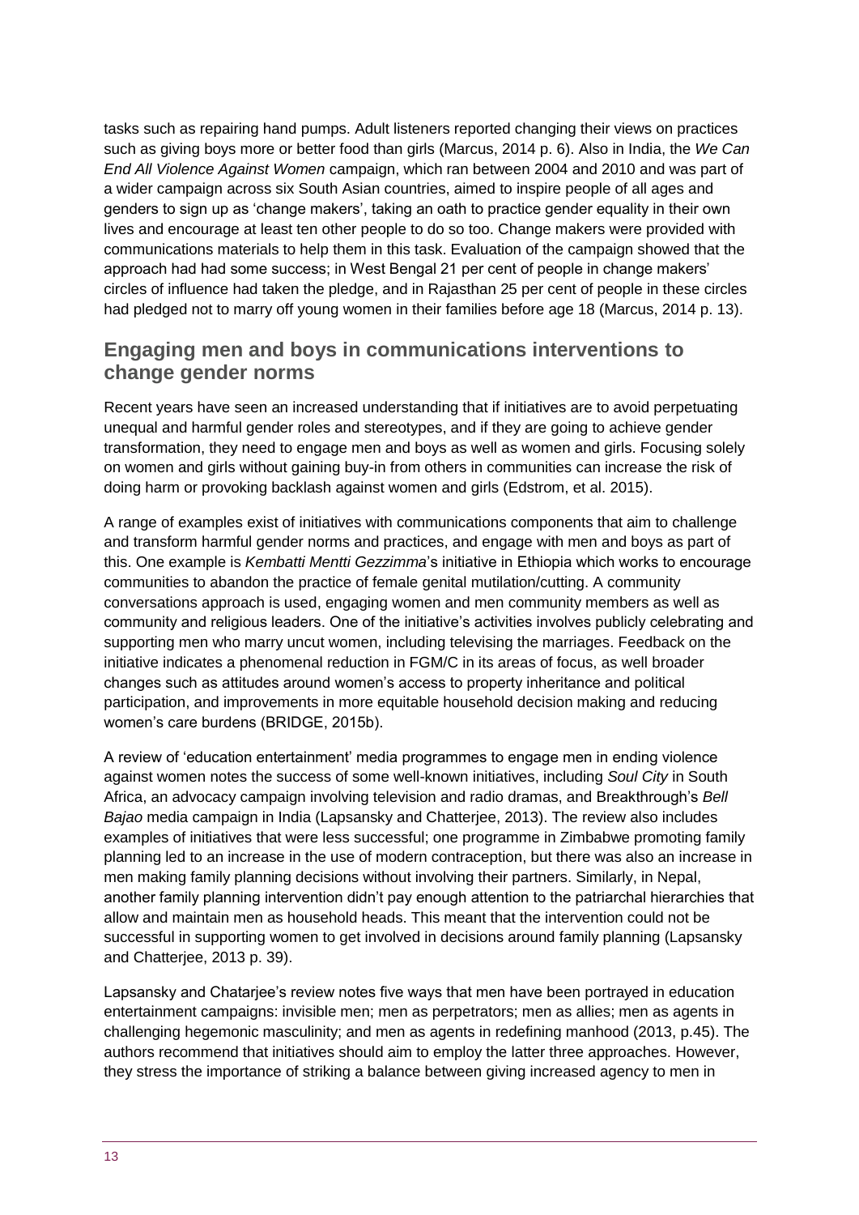tasks such as repairing hand pumps. Adult listeners reported changing their views on practices such as giving boys more or better food than girls (Marcus, 2014 p. 6). Also in India, the *We Can End All Violence Against Women* campaign, which ran between 2004 and 2010 and was part of a wider campaign across six South Asian countries, aimed to inspire people of all ages and genders to sign up as 'change makers', taking an oath to practice gender equality in their own lives and encourage at least ten other people to do so too. Change makers were provided with communications materials to help them in this task. Evaluation of the campaign showed that the approach had had some success; in West Bengal 21 per cent of people in change makers' circles of influence had taken the pledge, and in Rajasthan 25 per cent of people in these circles had pledged not to marry off young women in their families before age 18 (Marcus, 2014 p. 13).

## Engaging men and boys in communications interventions to change gender norms

Recent years have seen an increased understanding that if initiatives are to avoid perpetuating unequal and harmful gender roles and stereotypes, and if they are going to achieve gender transformation, they need to engage men and boys as well as women and girls. Focusing solely on women and girls without gaining buy-in from others in communities can increase the risk of doing harm or provoking backlash against women and girls (Edstrom, et al. 2015).

A range of examples exist of initiatives with communications components that aim to challenge and transform harmful gender norms and practices, and engage with men and boys as part of this. One example is *Kembatti Mentti Gezzimma*'s initiative in Ethiopia which works to encourage communities to abandon the practice of female genital mutilation/cutting. A community conversations approach is used, engaging women and men community members as well as community and religious leaders. One of the initiative's activities involves publicly celebrating and supporting men who marry uncut women, including televising the marriages. Feedback on the initiative indicates a phenomenal reduction in FGM/C in its areas of focus, as well broader changes such as attitudes around women's access to property inheritance and political participation, and improvements in more equitable household decision making and reducing women's care burdens (BRIDGE, 2015b).

A review of 'education entertainment' media programmes to engage men in ending violence against women notes the success of some well-known initiatives, including *Soul City* in South Africa, an advocacy campaign involving television and radio dramas, and Breakthrough's *Bell Bajao* media campaign in India (Lapsansky and Chatterjee, 2013). The review also includes examples of initiatives that were less successful; one programme in Zimbabwe promoting family planning led to an increase in the use of modern contraception, but there was also an increase in men making family planning decisions without involving their partners. Similarly, in Nepal, another family planning intervention didn't pay enough attention to the patriarchal hierarchies that allow and maintain men as household heads. This meant that the intervention could not be successful in supporting women to get involved in decisions around family planning (Lapsansky and Chatterjee, 2013 p. 39).

Lapsansky and Chatarjee's review notes five ways that men have been portrayed in education entertainment campaigns: invisible men; men as perpetrators; men as allies; men as agents in challenging hegemonic masculinity; and men as agents in redefining manhood (2013, p.45). The authors recommend that initiatives should aim to employ the latter three approaches. However, they stress the importance of striking a balance between giving increased agency to men in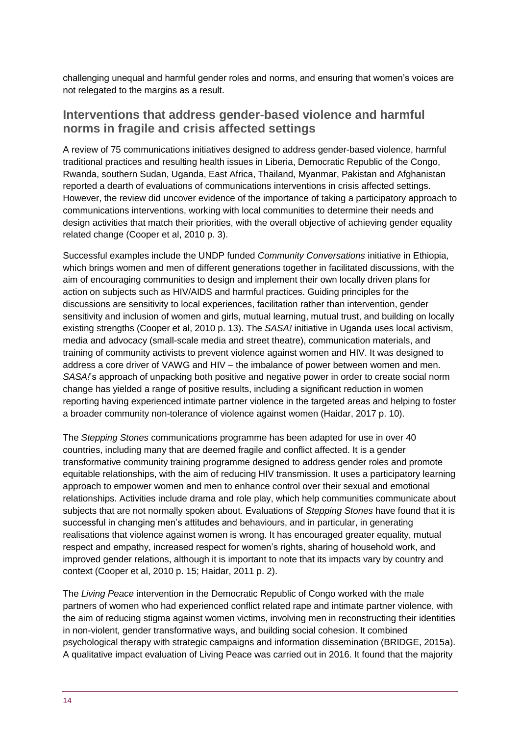challenging unequal and harmful gender roles and norms, and ensuring that women's voices are not relegated to the margins as a result.

## Interventions that address gender-based violence and harmful norms in fragile and crisis affected settings

A review of 75 communications initiatives designed to address gender-based violence, harmful traditional practices and resulting health issues in Liberia, Democratic Republic of the Congo, Rwanda, southern Sudan, Uganda, East Africa, Thailand, Myanmar, Pakistan and Afghanistan reported a dearth of evaluations of communications interventions in crisis affected settings. However, the review did uncover evidence of the importance of taking a participatory approach to communications interventions, working with local communities to determine their needs and design activities that match their priorities, with the overall objective of achieving gender equality related change (Cooper et al, 2010 p. 3).

Successful examples include the UNDP funded *Community Conversations* initiative in Ethiopia, which brings women and men of different generations together in facilitated discussions, with the aim of encouraging communities to design and implement their own locally driven plans for action on subjects such as HIV/AIDS and harmful practices. Guiding principles for the discussions are sensitivity to local experiences, facilitation rather than intervention, gender sensitivity and inclusion of women and girls, mutual learning, mutual trust, and building on locally existing strengths (Cooper et al, 2010 p. 13). The *SASA!* initiative in Uganda uses local activism, media and advocacy (small-scale media and street theatre), communication materials, and training of community activists to prevent violence against women and HIV. It was designed to address a core driver of VAWG and HIV – the imbalance of power between women and men. *SASA!*'s approach of unpacking both positive and negative power in order to create social norm change has yielded a range of positive results, including a significant reduction in women reporting having experienced intimate partner violence in the targeted areas and helping to foster a broader community non-tolerance of violence against women (Haidar, 2017 p. 10).

The *Stepping Stones* communications programme has been adapted for use in over 40 countries, including many that are deemed fragile and conflict affected. It is a gender transformative community training programme designed to address gender roles and promote equitable relationships, with the aim of reducing HIV transmission. It uses a participatory learning approach to empower women and men to enhance control over their sexual and emotional relationships. Activities include drama and role play, which help communities communicate about subjects that are not normally spoken about. Evaluations of *Stepping Stones* have found that it is successful in changing men's attitudes and behaviours, and in particular, in generating realisations that violence against women is wrong. It has encouraged greater equality, mutual respect and empathy, increased respect for women's rights, sharing of household work, and improved gender relations, although it is important to note that its impacts vary by country and context (Cooper et al, 2010 p. 15; Haidar, 2011 p. 2).

The *Living Peace* intervention in the Democratic Republic of Congo worked with the male partners of women who had experienced conflict related rape and intimate partner violence, with the aim of reducing stigma against women victims, involving men in reconstructing their identities in non-violent, gender transformative ways, and building social cohesion. It combined psychological therapy with strategic campaigns and information dissemination (BRIDGE, 2015a). A qualitative impact evaluation of Living Peace was carried out in 2016. It found that the majority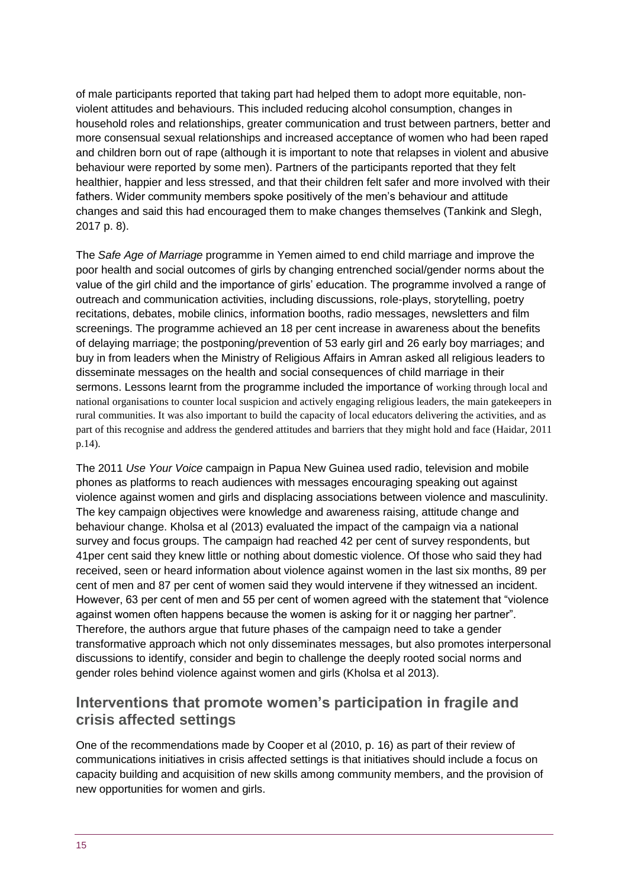of male participants reported that taking part had helped them to adopt more equitable, non-violent attitudes and behaviours. This included reducing alcohol consumption, changes in household roles and relationships, greater communication and trust between partners, better and more consensual sexual relationships and increased acceptance of women who had been raped and children born out of rape (although it is important to note that relapses in violent and abusive behaviour were reported by some men). Partners of the participants reported that they felt healthier, happier and less stressed, and that their children felt safer and more involved with their fathers. Wider community members spoke positively of the men's behaviour and attitude changes and said this had encouraged them to make changes themselves (Tankink and Slegh, 2017 p. 8).

The *Safe Age of Marriage* programme in Yemen aimed to end child marriage and improve the poor health and social outcomes of girls by changing entrenched social/gender norms about the value of the girl child and the importance of girls' education. The programme involved a range of outreach and communication activities, including discussions, role-plays, storytelling, poetry recitations, debates, mobile clinics, information booths, radio messages, newsletters and film screenings. The programme achieved an 18 per cent increase in awareness about the benefits of delaying marriage; the postponing/prevention of 53 early girl and 26 early boy marriages; and buy in from leaders when the Ministry of Religious Affairs in Amran asked all religious leaders to disseminate messages on the health and social consequences of child marriage in their sermons. Lessons learnt from the programme included the importance of working through local and national organisations to counter local suspicion and actively engaging religious leaders, the main gatekeepers in rural communities. It was also important to build the capacity of local educators delivering the activities, and as part of this recognise and address the gendered attitudes and barriers that they might hold and face (Haidar, 2011 p.14).

The 2011 *Use Your Voice* campaign in Papua New Guinea used radio, television and mobile phones as platforms to reach audiences with messages encouraging speaking out against violence against women and girls and displacing associations between violence and masculinity. The key campaign objectives were knowledge and awareness raising, attitude change and behaviour change. Kholsa et al (2013) evaluated the impact of the campaign via a national survey and focus groups. The campaign had reached 42 per cent of survey respondents, but 41per cent said they knew little or nothing about domestic violence. Of those who said they had received, seen or heard information about violence against women in the last six months, 89 per cent of men and 87 per cent of women said they would intervene if they witnessed an incident. However, 63 per cent of men and 55 per cent of women agreed with the statement that "violence against women often happens because the women is asking for it or nagging her partner". Therefore, the authors argue that future phases of the campaign need to take a gender transformative approach which not only disseminates messages, but also promotes interpersonal discussions to identify, consider and begin to challenge the deeply rooted social norms and gender roles behind violence against women and girls (Kholsa et al 2013).

## Interventions that promote women's participation in fragile and crisis affected settings

One of the recommendations made by Cooper et al (2010, p. 16) as part of their review of communications initiatives in crisis affected settings is that initiatives should include a focus on capacity building and acquisition of new skills among community members, and the provision of new opportunities for women and girls.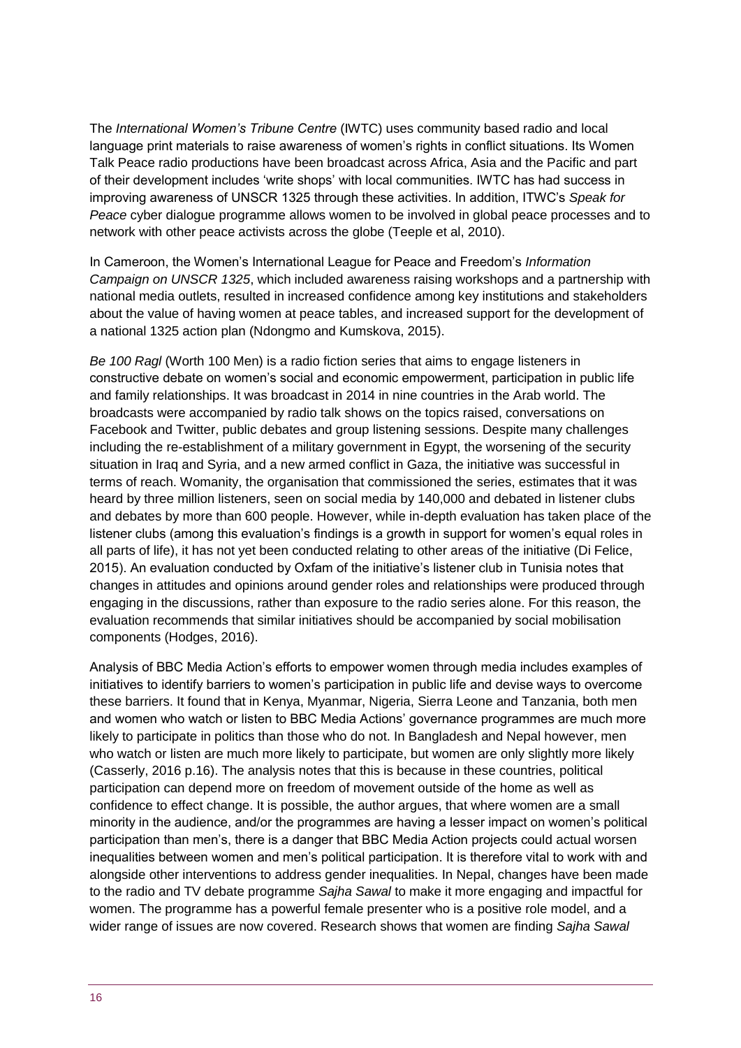The *International Women's Tribune Centre* (IWTC) uses community based radio and local language print materials to raise awareness of women's rights in conflict situations. Its Women Talk Peace radio productions have been broadcast across Africa, Asia and the Pacific and part of their development includes 'write shops' with local communities. IWTC has had success in improving awareness of UNSCR 1325 through these activities. In addition, ITWC's *Speak for Peace* cyber dialogue programme allows women to be involved in global peace processes and to network with other peace activists across the globe (Teeple et al, 2010).

In Cameroon, the Women's International League for Peace and Freedom's *Information Campaign on UNSCR 1325*, which included awareness raising workshops and a partnership with national media outlets, resulted in increased confidence among key institutions and stakeholders about the value of having women at peace tables, and increased support for the development of a national 1325 action plan (Ndongmo and Kumskova, 2015).

*Be 100 Ragl* (Worth 100 Men) is a radio fiction series that aims to engage listeners in constructive debate on women's social and economic empowerment, participation in public life and family relationships. It was broadcast in 2014 in nine countries in the Arab world. The broadcasts were accompanied by radio talk shows on the topics raised, conversations on Facebook and Twitter, public debates and group listening sessions. Despite many challenges including the re-establishment of a military government in Egypt, the worsening of the security situation in Iraq and Syria, and a new armed conflict in Gaza, the initiative was successful in terms of reach. Womanity, the organisation that commissioned the series, estimates that it was heard by three million listeners, seen on social media by 140,000 and debated in listener clubs and debates by more than 600 people. However, while in-depth evaluation has taken place of the listener clubs (among this evaluation's findings is a growth in support for women's equal roles in all parts of life), it has not yet been conducted relating to other areas of the initiative (Di Felice, 2015). An evaluation conducted by Oxfam of the initiative's listener club in Tunisia notes that changes in attitudes and opinions around gender roles and relationships were produced through engaging in the discussions, rather than exposure to the radio series alone. For this reason, the evaluation recommends that similar initiatives should be accompanied by social mobilisation components (Hodges, 2016).

Analysis of BBC Media Action's efforts to empower women through media includes examples of initiatives to identify barriers to women's participation in public life and devise ways to overcome these barriers. It found that in Kenya, Myanmar, Nigeria, Sierra Leone and Tanzania, both men and women who watch or listen to BBC Media Actions' governance programmes are much more likely to participate in politics than those who do not. In Bangladesh and Nepal however, men who watch or listen are much more likely to participate, but women are only slightly more likely (Casserly, 2016 p.16). The analysis notes that this is because in these countries, political participation can depend more on freedom of movement outside of the home as well as confidence to effect change. It is possible, the author argues, that where women are a small minority in the audience, and/or the programmes are having a lesser impact on women's political participation than men's, there is a danger that BBC Media Action projects could actual worsen inequalities between women and men's political participation. It is therefore vital to work with and alongside other interventions to address gender inequalities. In Nepal, changes have been made to the radio and TV debate programme *Sajha Sawal* to make it more engaging and impactful for women. The programme has a powerful female presenter who is a positive role model, and a wider range of issues are now covered. Research shows that women are finding *Sajha Sawal*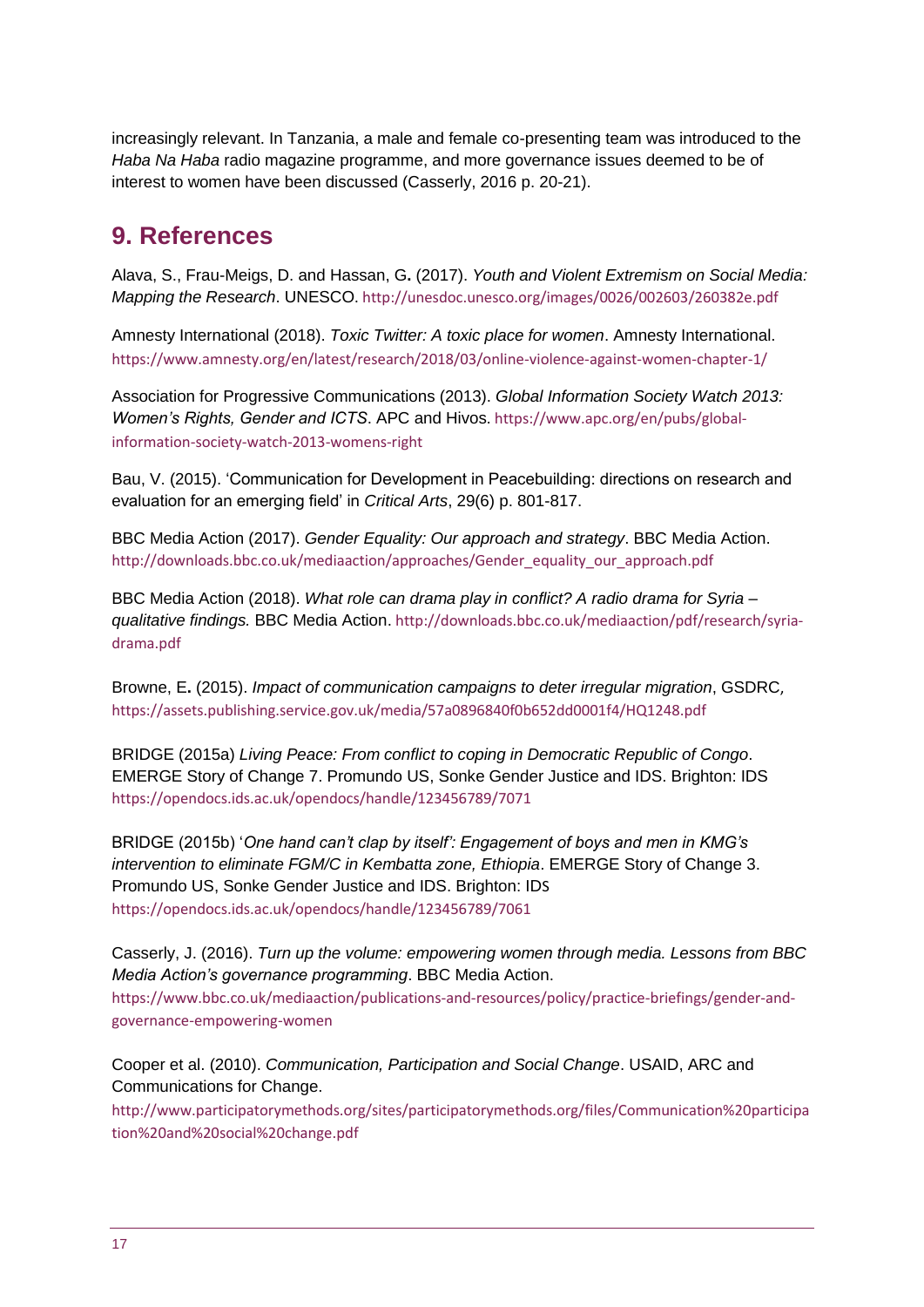increasingly relevant. In Tanzania, a male and female co-presenting team was introduced to the *Haba Na Haba* radio magazine programme, and more governance issues deemed to be of interest to women have been discussed (Casserly, 2016 p. 20-21).

## 9. References

Alava, S., Frau-Meigs, D. and Hassan, G**.** (2017). *Youth and Violent Extremism on Social Media: Mapping the Research*. UNESCO. http://unesdoc.unesco.org/images/0026/002603/260382e.pdf

Amnesty International (2018). *Toxic Twitter: A toxic place for women*. Amnesty International. https://www.amnesty.org/en/latest/research/2018/03/online-violence-against-women-chapter-1/

Association for Progressive Communications (2013). *Global Information Society Watch 2013: Women's Rights, Gender and ICTS*. APC and Hivos. https://www.apc.org/en/pubs/global-information-society-watch-2013-womens-right

Bau, V. (2015). 'Communication for Development in Peacebuilding: directions on research and evaluation for an emerging field' in *Critical Arts*, 29(6) p. 801-817.

BBC Media Action (2017). *Gender Equality: Our approach and strategy*. BBC Media Action. http://downloads.bbc.co.uk/mediaaction/approaches/Gender_equality_our_approach.pdf

BBC Media Action (2018). *What role can drama play in conflict? A radio drama for Syria – qualitative findings.* BBC Media Action. http://downloads.bbc.co.uk/mediaaction/pdf/research/syria-drama.pdf

Browne, E**.** (2015). *Impact of communication campaigns to deter irregular migration*, GSDRC*,* https://assets.publishing.service.gov.uk/media/57a0896840f0b652dd0001f4/HQ1248.pdf

BRIDGE (2015a) *Living Peace: From conflict to coping in Democratic Republic of Congo*. EMERGE Story of Change 7. Promundo US, Sonke Gender Justice and IDS. Brighton: IDS https://opendocs.ids.ac.uk/opendocs/handle/123456789/7071

BRIDGE (2015b) '*One hand can't clap by itself': Engagement of boys and men in KMG's intervention to eliminate FGM/C in Kembatta zone, Ethiopia*. EMERGE Story of Change 3. Promundo US, Sonke Gender Justice and IDS. Brighton: IDS https://opendocs.ids.ac.uk/opendocs/handle/123456789/7061

Casserly, J. (2016). *Turn up the volume: empowering women through media. Lessons from BBC Media Action's governance programming*. BBC Media Action. https://www.bbc.co.uk/mediaaction/publications-and-resources/policy/practice-briefings/gender-and-governance-empowering-women

Cooper et al. (2010). *Communication, Participation and Social Change*. USAID, ARC and Communications for Change. http://www.participatorymethods.org/sites/participatorymethods.org/files/Communication%20participation%20and%20social%20change.pdf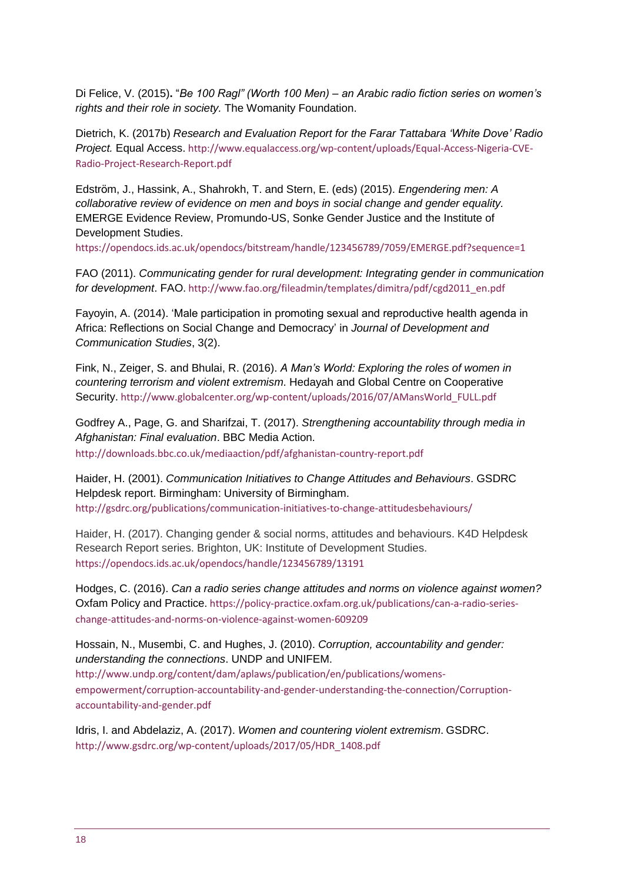Di Felice, V. (2015)**.** "*Be 100 Ragl" (Worth 100 Men) – an Arabic radio fiction series on women's rights and their role in society.* The Womanity Foundation.

Dietrich, K. (2017b) *Research and Evaluation Report for the Farar Tattabara 'White Dove' Radio Project.* Equal Access. http://www.equalaccess.org/wp-content/uploads/Equal-Access-Nigeria-CVE-Radio-Project-Research-Report.pdf

Edström, J., Hassink, A., Shahrokh, T. and Stern, E. (eds) (2015). *Engendering men: A collaborative review of evidence on men and boys in social change and gender equality.* EMERGE Evidence Review, Promundo-US, Sonke Gender Justice and the Institute of Development Studies. https://opendocs.ids.ac.uk/opendocs/bitstream/handle/123456789/7059/EMERGE.pdf?sequence=1

FAO (2011). *Communicating gender for rural development: Integrating gender in communication for development*. FAO. http://www.fao.org/fileadmin/templates/dimitra/pdf/cgd2011_en.pdf

Fayoyin, A. (2014). 'Male participation in promoting sexual and reproductive health agenda in Africa: Reflections on Social Change and Democracy' in *Journal of Development and Communication Studies*, 3(2).

Fink, N., Zeiger, S. and Bhulai, R. (2016). *A Man's World: Exploring the roles of women in countering terrorism and violent extremism*. Hedayah and Global Centre on Cooperative Security. http://www.globalcenter.org/wp-content/uploads/2016/07/AMansWorld_FULL.pdf

Godfrey A., Page, G. and Sharifzai, T. (2017). *Strengthening accountability through media in Afghanistan: Final evaluation*. BBC Media Action. http://downloads.bbc.co.uk/mediaaction/pdf/afghanistan-country-report.pdf

Haider, H. (2001). *Communication Initiatives to Change Attitudes and Behaviours*. GSDRC Helpdesk report. Birmingham: University of Birmingham. http://gsdrc.org/publications/communication-initiatives-to-change-attitudesbehaviours/

Haider, H. (2017). Changing gender & social norms, attitudes and behaviours. K4D Helpdesk Research Report series. Brighton, UK: Institute of Development Studies. https://opendocs.ids.ac.uk/opendocs/handle/123456789/13191

Hodges, C. (2016). *Can a radio series change attitudes and norms on violence against women?* Oxfam Policy and Practice. https://policy-practice.oxfam.org.uk/publications/can-a-radio-series-change-attitudes-and-norms-on-violence-against-women-609209

Hossain, N., Musembi, C. and Hughes, J. (2010). *Corruption, accountability and gender: understanding the connections*. UNDP and UNIFEM. http://www.undp.org/content/dam/aplaws/publication/en/publications/womens-empowerment/corruption-accountability-and-gender-understanding-the-connection/Corruption-accountability-and-gender.pdf

Idris, I. and Abdelaziz, A. (2017). *Women and countering violent extremism*. GSDRC. http://www.gsdrc.org/wp-content/uploads/2017/05/HDR_1408.pdf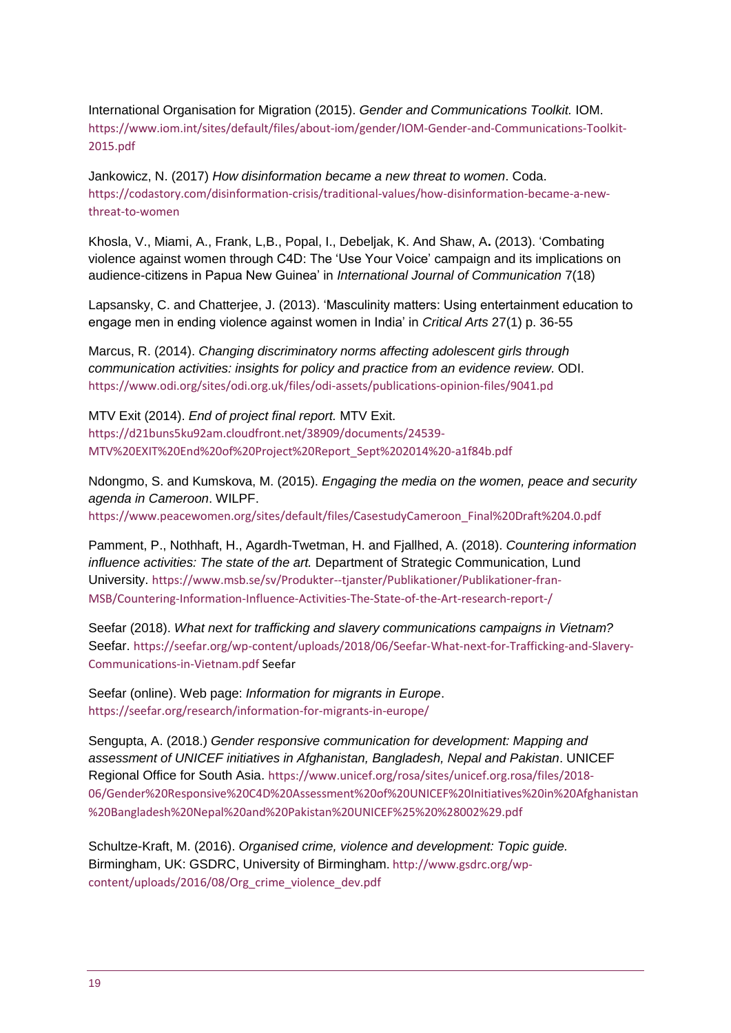International Organisation for Migration (2015). *Gender and Communications Toolkit.* IOM. https://www.iom.int/sites/default/files/about-iom/gender/IOM-Gender-and-Communications-Toolkit-2015.pdf

Jankowicz, N. (2017) *How disinformation became a new threat to women*. Coda. https://codastory.com/disinformation-crisis/traditional-values/how-disinformation-became-a-new-threat-to-women

Khosla, V., Miami, A., Frank, L,B., Popal, I., Debeljak, K. And Shaw, A**.** (2013). 'Combating violence against women through C4D: The 'Use Your Voice' campaign and its implications on audience-citizens in Papua New Guinea' in *International Journal of Communication* 7(18)

Lapsansky, C. and Chatterjee, J. (2013). 'Masculinity matters: Using entertainment education to engage men in ending violence against women in India' in *Critical Arts* 27(1) p. 36-55

Marcus, R. (2014). *Changing discriminatory norms affecting adolescent girls through communication activities: insights for policy and practice from an evidence review.* ODI. https://www.odi.org/sites/odi.org.uk/files/odi-assets/publications-opinion-files/9041.pd

MTV Exit (2014). *End of project final report.* MTV Exit. https://d21buns5ku92am.cloudfront.net/38909/documents/24539-MTV%20EXIT%20End%20of%20Project%20Report_Sept%202014%20-a1f84b.pdf

Ndongmo, S. and Kumskova, M. (2015). *Engaging the media on the women, peace and security agenda in Cameroon*. WILPF. https://www.peacewomen.org/sites/default/files/CasestudyCameroon_Final%20Draft%204.0.pdf

Pamment, P., Nothhaft, H., Agardh-Twetman, H. and Fjallhed, A. (2018). *Countering information influence activities: The state of the art.* Department of Strategic Communication, Lund University. https://www.msb.se/sv/Produkter--tjanster/Publikationer/Publikationer-fran-MSB/Countering-Information-Influence-Activities-The-State-of-the-Art-research-report-/

Seefar (2018). *What next for trafficking and slavery communications campaigns in Vietnam?* Seefar. https://seefar.org/wp-content/uploads/2018/06/Seefar-What-next-for-Trafficking-and-Slavery-Communications-in-Vietnam.pdf Seefar

Seefar (online). Web page: *Information for migrants in Europe*. https://seefar.org/research/information-for-migrants-in-europe/

Sengupta, A. (2018.) *Gender responsive communication for development: Mapping and assessment of UNICEF initiatives in Afghanistan, Bangladesh, Nepal and Pakistan*. UNICEF Regional Office for South Asia. https://www.unicef.org/rosa/sites/unicef.org.rosa/files/2018-06/Gender%20Responsive%20C4D%20Assessment%20of%20UNICEF%20Initiatives%20in%20Afghanistan%20Bangladesh%20Nepal%20and%20Pakistan%20UNICEF%25%20%28002%29.pdf

Schultze-Kraft, M. (2016). *Organised crime, violence and development: Topic guide.* Birmingham, UK: GSDRC, University of Birmingham. http://www.gsdrc.org/wp-content/uploads/2016/08/Org_crime_violence_dev.pdf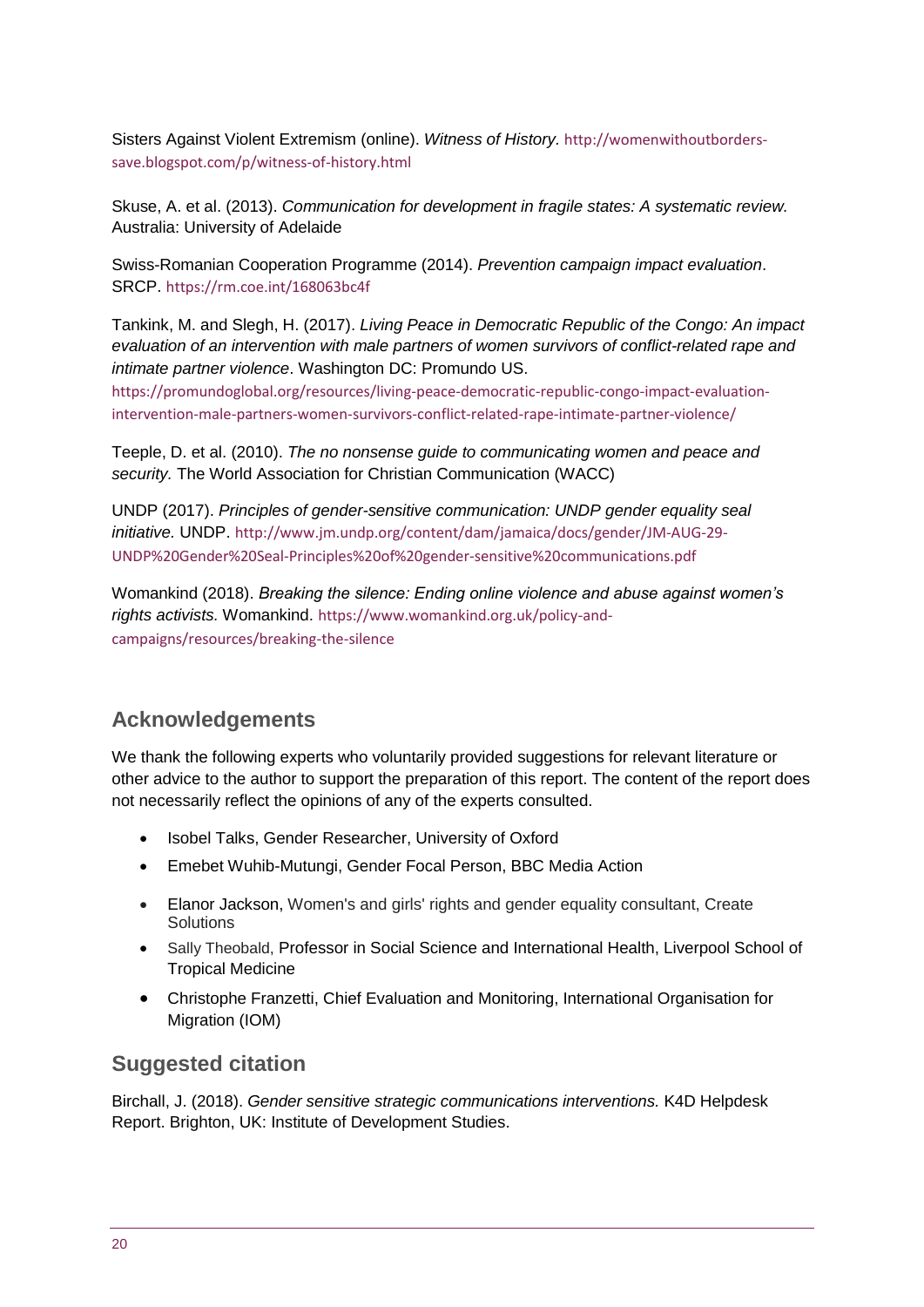Sisters Against Violent Extremism (online). *Witness of History.* http://womenwithoutborders-save.blogspot.com/p/witness-of-history.html

Skuse, A. et al. (2013). *Communication for development in fragile states: A systematic review.* Australia: University of Adelaide

Swiss-Romanian Cooperation Programme (2014). *Prevention campaign impact evaluation*. SRCP. https://rm.coe.int/168063bc4f

Tankink, M. and Slegh, H. (2017). *Living Peace in Democratic Republic of the Congo: An impact evaluation of an intervention with male partners of women survivors of conflict-related rape and intimate partner violence*. Washington DC: Promundo US. https://promundoglobal.org/resources/living-peace-democratic-republic-congo-impact-evaluation-intervention-male-partners-women-survivors-conflict-related-rape-intimate-partner-violence/

Teeple, D. et al. (2010). *The no nonsense guide to communicating women and peace and security.* The World Association for Christian Communication (WACC)

UNDP (2017). *Principles of gender-sensitive communication: UNDP gender equality seal initiative.* UNDP. http://www.jm.undp.org/content/dam/jamaica/docs/gender/JM-AUG-29-UNDP%20Gender%20Seal-Principles%20of%20gender-sensitive%20communications.pdf

Womankind (2018). *Breaking the silence: Ending online violence and abuse against women's rights activists.* Womankind. https://www.womankind.org.uk/policy-and-campaigns/resources/breaking-the-silence

## Acknowledgements

We thank the following experts who voluntarily provided suggestions for relevant literature or other advice to the author to support the preparation of this report. The content of the report does not necessarily reflect the opinions of any of the experts consulted.

- Isobel Talks, Gender Researcher, University of Oxford
- Emebet Wuhib-Mutungi, Gender Focal Person, BBC Media Action
- Elanor Jackson, Women's and girls' rights and gender equality consultant, Create Solutions
- Sally Theobald, Professor in Social Science and International Health, Liverpool School of Tropical Medicine
- Christophe Franzetti, Chief Evaluation and Monitoring, International Organisation for Migration (IOM)

## Suggested citation

Birchall, J. (2018). *Gender sensitive strategic communications interventions.* K4D Helpdesk Report. Brighton, UK: Institute of Development Studies.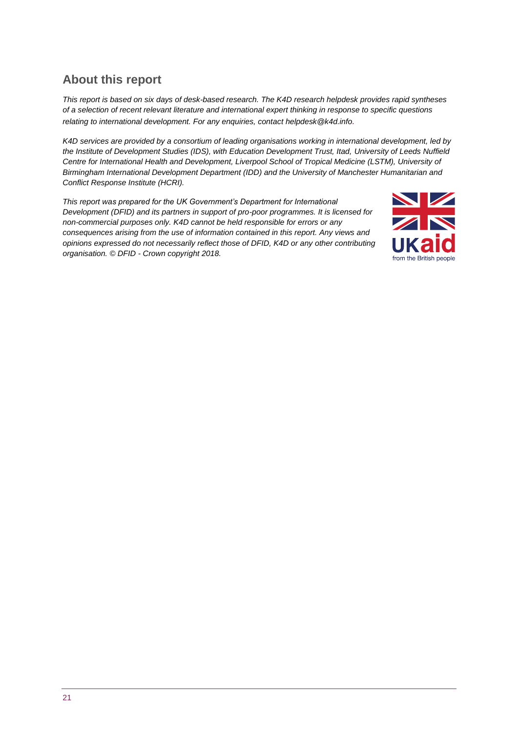## About this report

*This report is based on six days of desk-based research. The K4D research helpdesk provides rapid syntheses of a selection of recent relevant literature and international expert thinking in response to specific questions relating to international development. For any enquiries, contact helpdesk@k4d.info.*

*K4D services are provided by a consortium of leading organisations working in international development, led by the Institute of Development Studies (IDS), with Education Development Trust, Itad, University of Leeds Nuffield Centre for International Health and Development, Liverpool School of Tropical Medicine (LSTM), University of Birmingham International Development Department (IDD) and the University of Manchester Humanitarian and Conflict Response Institute (HCRI).*

*This report was prepared for the UK Government's Department for International Development (DFID) and its partners in support of pro-poor programmes. It is licensed for non-commercial purposes only. K4D cannot be held responsible for errors or any consequences arising from the use of information contained in this report. Any views and opinions expressed do not necessarily reflect those of DFID, K4D or any other contributing organisation. © DFID - Crown copyright 2018.*

UKaid
from the British people